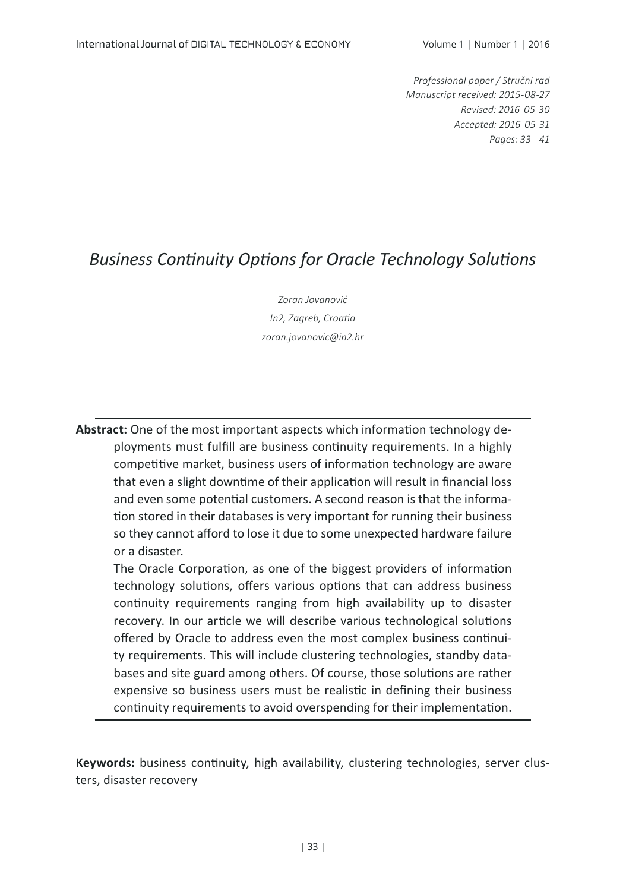*Professional paper / Stručni rad*
*Manuscript received: 2015-08-27*
*Revised: 2016-05-30*
*Accepted: 2016-05-31*
*Pages: 33 - 41*

# *Business Continuity Options for Oracle Technology Solutions*

*Zoran Jovanović*

*In2, Zagreb, Croatia*

*zoran.jovanovic@in2.hr*

**Abstract:** One of the most important aspects which information technology deployments must fulfill are business continuity requirements. In a highly competitive market, business users of information technology are aware that even a slight downtime of their application will result in financial loss and even some potential customers. A second reason is that the information stored in their databases is very important for running their business so they cannot afford to lose it due to some unexpected hardware failure or a disaster.

The Oracle Corporation, as one of the biggest providers of information technology solutions, offers various options that can address business continuity requirements ranging from high availability up to disaster recovery. In our article we will describe various technological solutions offered by Oracle to address even the most complex business continuity requirements. This will include clustering technologies, standby databases and site guard among others. Of course, those solutions are rather expensive so business users must be realistic in defining their business continuity requirements to avoid overspending for their implementation.

**Keywords:** business continuity, high availability, clustering technologies, server clusters, disaster recovery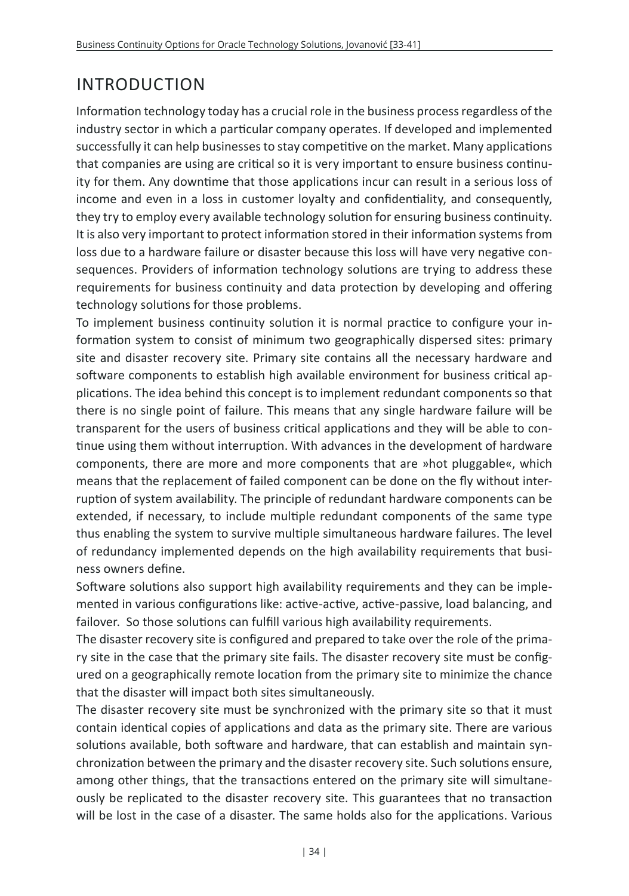## INTRODUCTION

Information technology today has a crucial role in the business process regardless of the industry sector in which a particular company operates. If developed and implemented successfully it can help businesses to stay competitive on the market. Many applications that companies are using are critical so it is very important to ensure business continuity for them. Any downtime that those applications incur can result in a serious loss of income and even in a loss in customer loyalty and confidentiality, and consequently, they try to employ every available technology solution for ensuring business continuity. It is also very important to protect information stored in their information systems from loss due to a hardware failure or disaster because this loss will have very negative consequences. Providers of information technology solutions are trying to address these requirements for business continuity and data protection by developing and offering technology solutions for those problems.

To implement business continuity solution it is normal practice to configure your information system to consist of minimum two geographically dispersed sites: primary site and disaster recovery site. Primary site contains all the necessary hardware and software components to establish high available environment for business critical applications. The idea behind this concept is to implement redundant components so that there is no single point of failure. This means that any single hardware failure will be transparent for the users of business critical applications and they will be able to continue using them without interruption. With advances in the development of hardware components, there are more and more components that are »hot pluggable«, which means that the replacement of failed component can be done on the fly without interruption of system availability. The principle of redundant hardware components can be extended, if necessary, to include multiple redundant components of the same type thus enabling the system to survive multiple simultaneous hardware failures. The level of redundancy implemented depends on the high availability requirements that business owners define.

Software solutions also support high availability requirements and they can be implemented in various configurations like: active-active, active-passive, load balancing, and failover. So those solutions can fulfill various high availability requirements.

The disaster recovery site is configured and prepared to take over the role of the primary site in the case that the primary site fails. The disaster recovery site must be configured on a geographically remote location from the primary site to minimize the chance that the disaster will impact both sites simultaneously.

The disaster recovery site must be synchronized with the primary site so that it must contain identical copies of applications and data as the primary site. There are various solutions available, both software and hardware, that can establish and maintain synchronization between the primary and the disaster recovery site. Such solutions ensure, among other things, that the transactions entered on the primary site will simultaneously be replicated to the disaster recovery site. This guarantees that no transaction will be lost in the case of a disaster. The same holds also for the applications. Various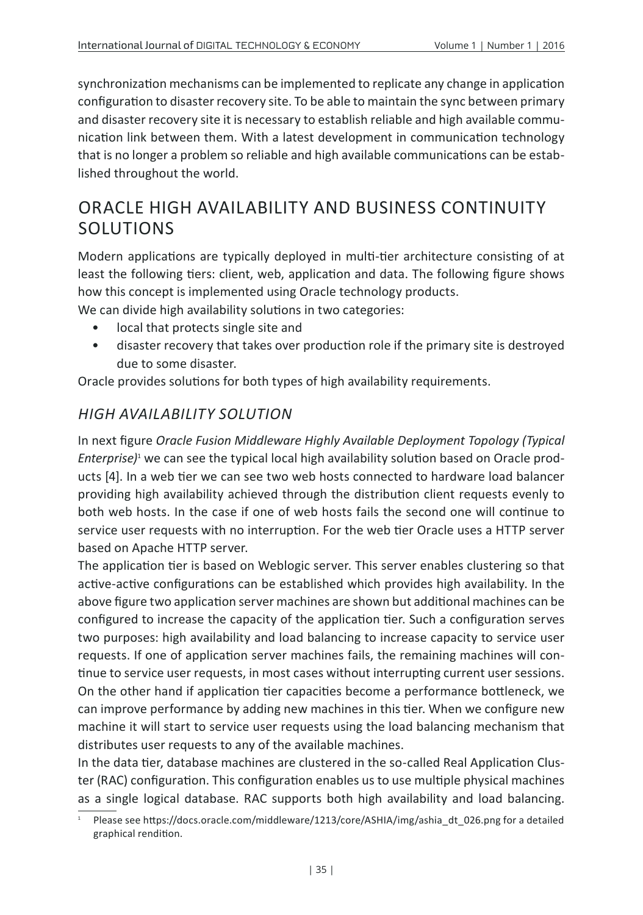synchronization mechanisms can be implemented to replicate any change in application configuration to disaster recovery site. To be able to maintain the sync between primary and disaster recovery site it is necessary to establish reliable and high available communication link between them. With a latest development in communication technology that is no longer a problem so reliable and high available communications can be established throughout the world.

## ORACLE HIGH AVAILABILITY AND BUSINESS CONTINUITY SOLUTIONS

Modern applications are typically deployed in multi-tier architecture consisting of at least the following tiers: client, web, application and data. The following figure shows how this concept is implemented using Oracle technology products.

We can divide high availability solutions in two categories:

- local that protects single site and
- disaster recovery that takes over production role if the primary site is destroyed due to some disaster.

Oracle provides solutions for both types of high availability requirements.

### *HIGH AVAILABILITY SOLUTION*

In next figure *Oracle Fusion Middleware Highly Available Deployment Topology (Typical Enterprise)*[1] we can see the typical local high availability solution based on Oracle products [4]. In a web tier we can see two web hosts connected to hardware load balancer providing high availability achieved through the distribution client requests evenly to both web hosts. In the case if one of web hosts fails the second one will continue to service user requests with no interruption. For the web tier Oracle uses a HTTP server based on Apache HTTP server.

The application tier is based on Weblogic server. This server enables clustering so that active-active configurations can be established which provides high availability. In the above figure two application server machines are shown but additional machines can be configured to increase the capacity of the application tier. Such a configuration serves two purposes: high availability and load balancing to increase capacity to service user requests. If one of application server machines fails, the remaining machines will continue to service user requests, in most cases without interrupting current user sessions. On the other hand if application tier capacities become a performance bottleneck, we can improve performance by adding new machines in this tier. When we configure new machine it will start to service user requests using the load balancing mechanism that distributes user requests to any of the available machines.

In the data tier, database machines are clustered in the so-called Real Application Cluster (RAC) configuration. This configuration enables us to use multiple physical machines as a single logical database. RAC supports both high availability and load balancing.

[1] Please see https://docs.oracle.com/middleware/1213/core/ASHIA/img/ashia_dt_026.png for a detailed graphical rendition.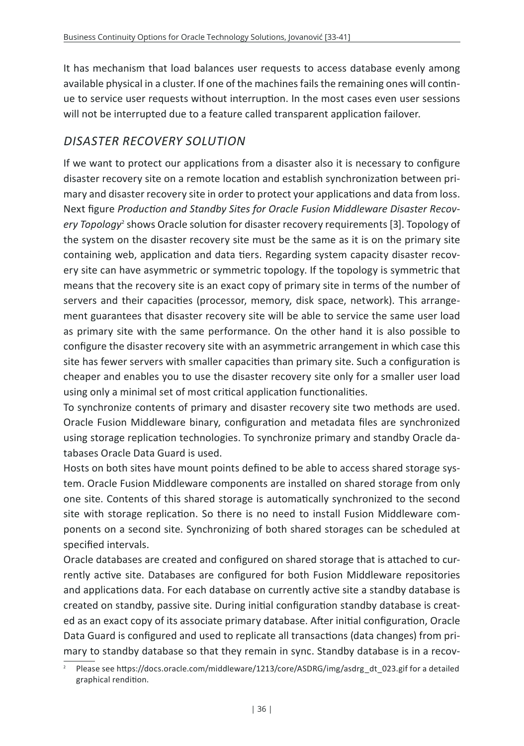It has mechanism that load balances user requests to access database evenly among available physical in a cluster. If one of the machines fails the remaining ones will continue to service user requests without interruption. In the most cases even user sessions will not be interrupted due to a feature called transparent application failover.

## *DISASTER RECOVERY SOLUTION*

If we want to protect our applications from a disaster also it is necessary to configure disaster recovery site on a remote location and establish synchronization between primary and disaster recovery site in order to protect your applications and data from loss. Next figure *Production and Standby Sites for Oracle Fusion Middleware Disaster Recovery Topology*[2] shows Oracle solution for disaster recovery requirements [3]. Topology of the system on the disaster recovery site must be the same as it is on the primary site containing web, application and data tiers. Regarding system capacity disaster recovery site can have asymmetric or symmetric topology. If the topology is symmetric that means that the recovery site is an exact copy of primary site in terms of the number of servers and their capacities (processor, memory, disk space, network). This arrangement guarantees that disaster recovery site will be able to service the same user load as primary site with the same performance. On the other hand it is also possible to configure the disaster recovery site with an asymmetric arrangement in which case this site has fewer servers with smaller capacities than primary site. Such a configuration is cheaper and enables you to use the disaster recovery site only for a smaller user load using only a minimal set of most critical application functionalities.

To synchronize contents of primary and disaster recovery site two methods are used. Oracle Fusion Middleware binary, configuration and metadata files are synchronized using storage replication technologies. To synchronize primary and standby Oracle databases Oracle Data Guard is used.

Hosts on both sites have mount points defined to be able to access shared storage system. Oracle Fusion Middleware components are installed on shared storage from only one site. Contents of this shared storage is automatically synchronized to the second site with storage replication. So there is no need to install Fusion Middleware components on a second site. Synchronizing of both shared storages can be scheduled at specified intervals.

Oracle databases are created and configured on shared storage that is attached to currently active site. Databases are configured for both Fusion Middleware repositories and applications data. For each database on currently active site a standby database is created on standby, passive site. During initial configuration standby database is created as an exact copy of its associate primary database. After initial configuration, Oracle Data Guard is configured and used to replicate all transactions (data changes) from primary to standby database so that they remain in sync. Standby database is in a recov-

[2] Please see https://docs.oracle.com/middleware/1213/core/ASDRG/img/asdrg_dt_023.gif for a detailed graphical rendition.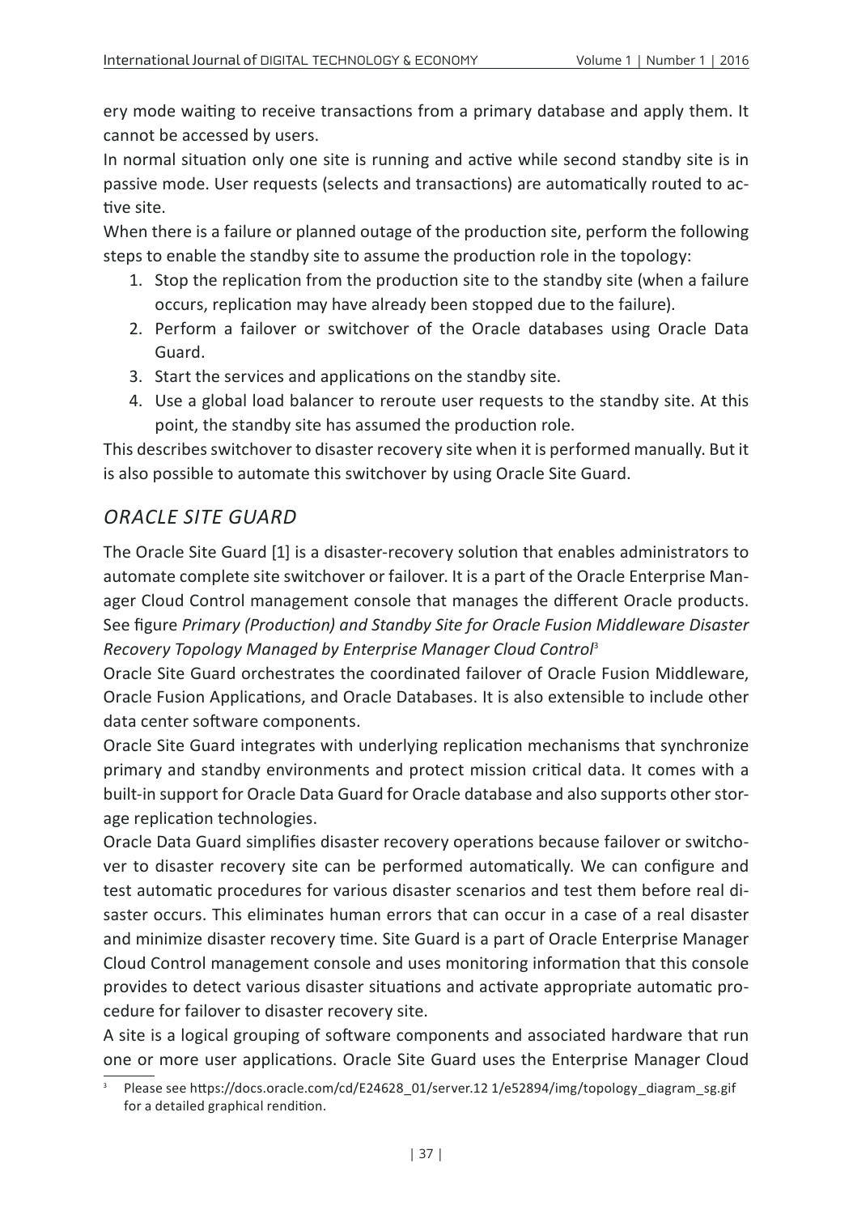ery mode waiting to receive transactions from a primary database and apply them. It cannot be accessed by users.

In normal situation only one site is running and active while second standby site is in passive mode. User requests (selects and transactions) are automatically routed to active site.

When there is a failure or planned outage of the production site, perform the following steps to enable the standby site to assume the production role in the topology:

1. Stop the replication from the production site to the standby site (when a failure occurs, replication may have already been stopped due to the failure).
2. Perform a failover or switchover of the Oracle databases using Oracle Data Guard.
3. Start the services and applications on the standby site.
4. Use a global load balancer to reroute user requests to the standby site. At this point, the standby site has assumed the production role.

This describes switchover to disaster recovery site when it is performed manually. But it is also possible to automate this switchover by using Oracle Site Guard.

## *ORACLE SITE GUARD*

The Oracle Site Guard [1] is a disaster-recovery solution that enables administrators to automate complete site switchover or failover. It is a part of the Oracle Enterprise Manager Cloud Control management console that manages the different Oracle products. See figure *Primary (Production) and Standby Site for Oracle Fusion Middleware Disaster Recovery Topology Managed by Enterprise Manager Cloud Control*[3]

Oracle Site Guard orchestrates the coordinated failover of Oracle Fusion Middleware, Oracle Fusion Applications, and Oracle Databases. It is also extensible to include other data center software components.

Oracle Site Guard integrates with underlying replication mechanisms that synchronize primary and standby environments and protect mission critical data. It comes with a built-in support for Oracle Data Guard for Oracle database and also supports other storage replication technologies.

Oracle Data Guard simplifies disaster recovery operations because failover or switchover to disaster recovery site can be performed automatically. We can configure and test automatic procedures for various disaster scenarios and test them before real disaster occurs. This eliminates human errors that can occur in a case of a real disaster and minimize disaster recovery time. Site Guard is a part of Oracle Enterprise Manager Cloud Control management console and uses monitoring information that this console provides to detect various disaster situations and activate appropriate automatic procedure for failover to disaster recovery site.

A site is a logical grouping of software components and associated hardware that run one or more user applications. Oracle Site Guard uses the Enterprise Manager Cloud

[3] Please see https://docs.oracle.com/cd/E24628_01/server.12 1/e52894/img/topology_diagram_sg.gif for a detailed graphical rendition.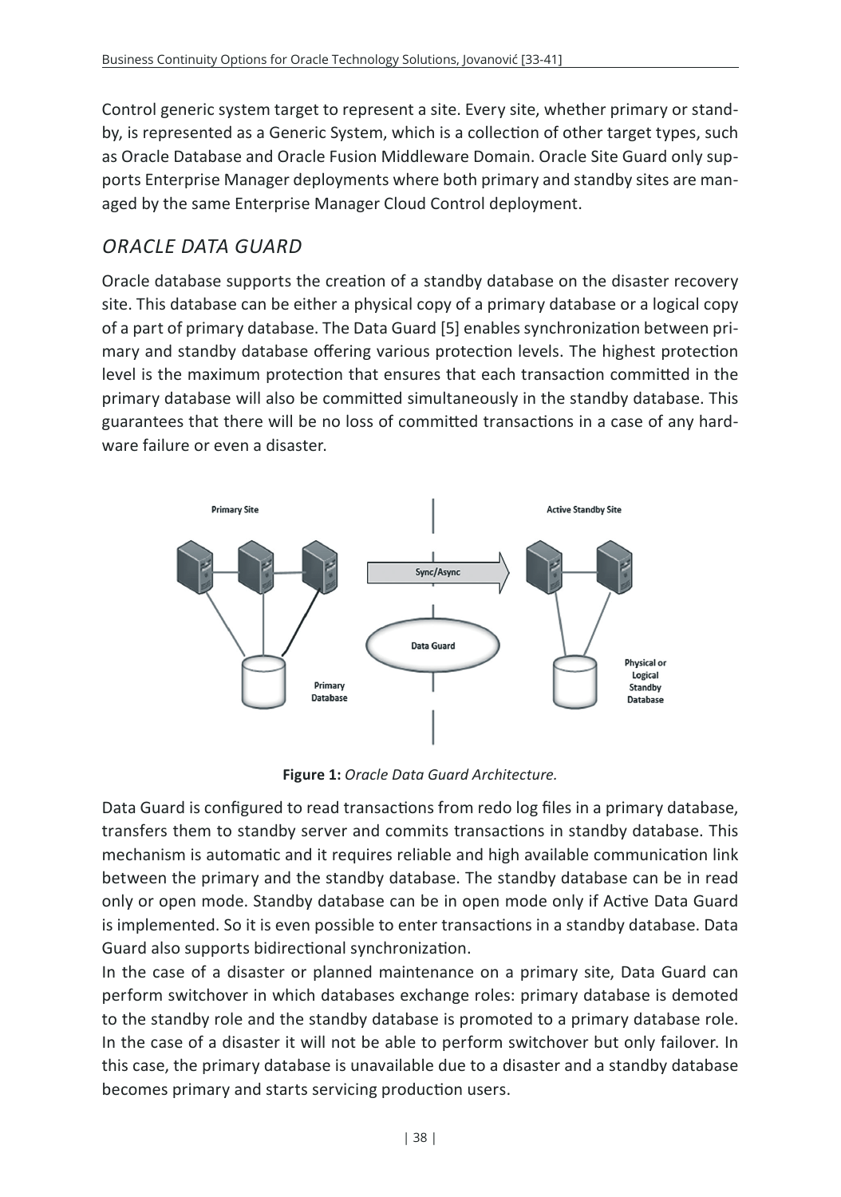Control generic system target to represent a site. Every site, whether primary or standby, is represented as a Generic System, which is a collection of other target types, such as Oracle Database and Oracle Fusion Middleware Domain. Oracle Site Guard only supports Enterprise Manager deployments where both primary and standby sites are managed by the same Enterprise Manager Cloud Control deployment.

## *ORACLE DATA GUARD*

Oracle database supports the creation of a standby database on the disaster recovery site. This database can be either a physical copy of a primary database or a logical copy of a part of primary database. The Data Guard [5] enables synchronization between primary and standby database offering various protection levels. The highest protection level is the maximum protection that ensures that each transaction committed in the primary database will also be committed simultaneously in the standby database. This guarantees that there will be no loss of committed transactions in a case of any hardware failure or even a disaster.

**Figure 1:** *Oracle Data Guard Architecture.*

Data Guard is configured to read transactions from redo log files in a primary database, transfers them to standby server and commits transactions in standby database. This mechanism is automatic and it requires reliable and high available communication link between the primary and the standby database. The standby database can be in read only or open mode. Standby database can be in open mode only if Active Data Guard is implemented. So it is even possible to enter transactions in a standby database. Data Guard also supports bidirectional synchronization.

In the case of a disaster or planned maintenance on a primary site, Data Guard can perform switchover in which databases exchange roles: primary database is demoted to the standby role and the standby database is promoted to a primary database role. In the case of a disaster it will not be able to perform switchover but only failover. In this case, the primary database is unavailable due to a disaster and a standby database becomes primary and starts servicing production users.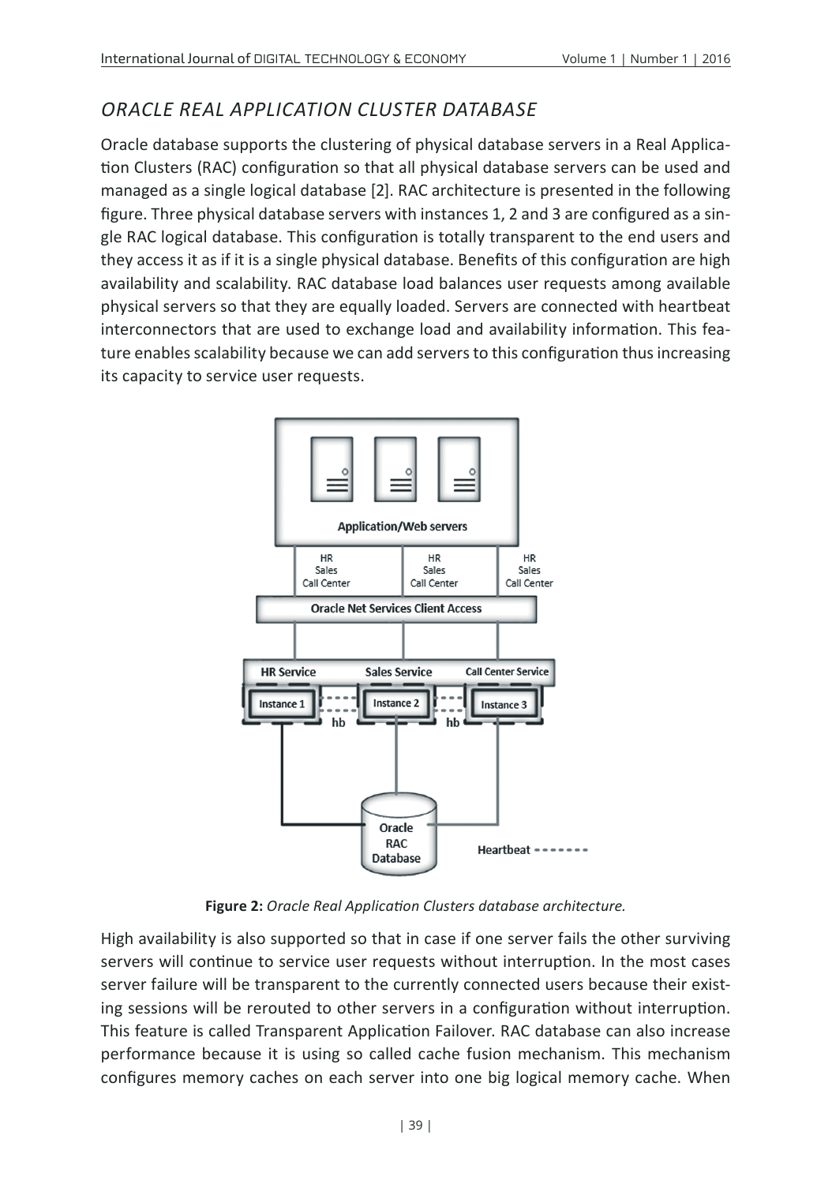## *ORACLE REAL APPLICATION CLUSTER DATABASE*

Oracle database supports the clustering of physical database servers in a Real Application Clusters (RAC) configuration so that all physical database servers can be used and managed as a single logical database [2]. RAC architecture is presented in the following figure. Three physical database servers with instances 1, 2 and 3 are configured as a single RAC logical database. This configuration is totally transparent to the end users and they access it as if it is a single physical database. Benefits of this configuration are high availability and scalability. RAC database load balances user requests among available physical servers so that they are equally loaded. Servers are connected with heartbeat interconnectors that are used to exchange load and availability information. This feature enables scalability because we can add servers to this configuration thus increasing its capacity to service user requests.

**Figure 2:** *Oracle Real Application Clusters database architecture.*

High availability is also supported so that in case if one server fails the other surviving servers will continue to service user requests without interruption. In the most cases server failure will be transparent to the currently connected users because their existing sessions will be rerouted to other servers in a configuration without interruption. This feature is called Transparent Application Failover. RAC database can also increase performance because it is using so called cache fusion mechanism. This mechanism configures memory caches on each server into one big logical memory cache. When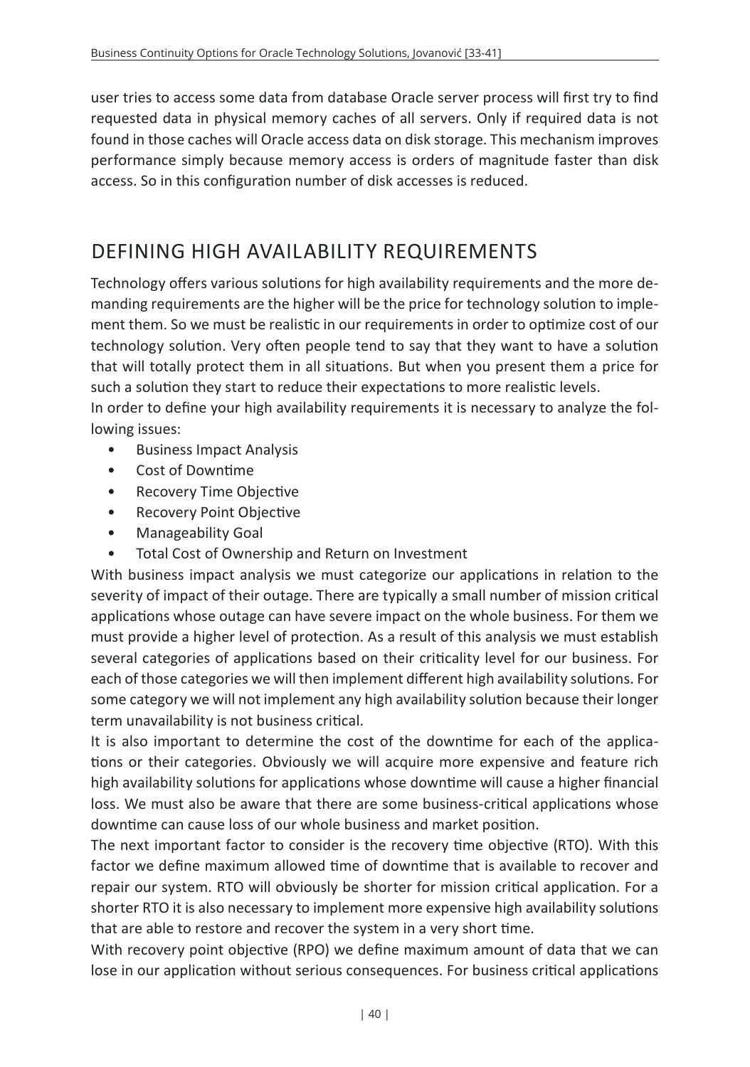user tries to access some data from database Oracle server process will first try to find requested data in physical memory caches of all servers. Only if required data is not found in those caches will Oracle access data on disk storage. This mechanism improves performance simply because memory access is orders of magnitude faster than disk access. So in this configuration number of disk accesses is reduced.

## DEFINING HIGH AVAILABILITY REQUIREMENTS

Technology offers various solutions for high availability requirements and the more demanding requirements are the higher will be the price for technology solution to implement them. So we must be realistic in our requirements in order to optimize cost of our technology solution. Very often people tend to say that they want to have a solution that will totally protect them in all situations. But when you present them a price for such a solution they start to reduce their expectations to more realistic levels.

In order to define your high availability requirements it is necessary to analyze the following issues:

- Business Impact Analysis
- Cost of Downtime
- Recovery Time Objective
- Recovery Point Objective
- Manageability Goal
- Total Cost of Ownership and Return on Investment

With business impact analysis we must categorize our applications in relation to the severity of impact of their outage. There are typically a small number of mission critical applications whose outage can have severe impact on the whole business. For them we must provide a higher level of protection. As a result of this analysis we must establish several categories of applications based on their criticality level for our business. For each of those categories we will then implement different high availability solutions. For some category we will not implement any high availability solution because their longer term unavailability is not business critical.

It is also important to determine the cost of the downtime for each of the applications or their categories. Obviously we will acquire more expensive and feature rich high availability solutions for applications whose downtime will cause a higher financial loss. We must also be aware that there are some business-critical applications whose downtime can cause loss of our whole business and market position.

The next important factor to consider is the recovery time objective (RTO). With this factor we define maximum allowed time of downtime that is available to recover and repair our system. RTO will obviously be shorter for mission critical application. For a shorter RTO it is also necessary to implement more expensive high availability solutions that are able to restore and recover the system in a very short time.

With recovery point objective (RPO) we define maximum amount of data that we can lose in our application without serious consequences. For business critical applications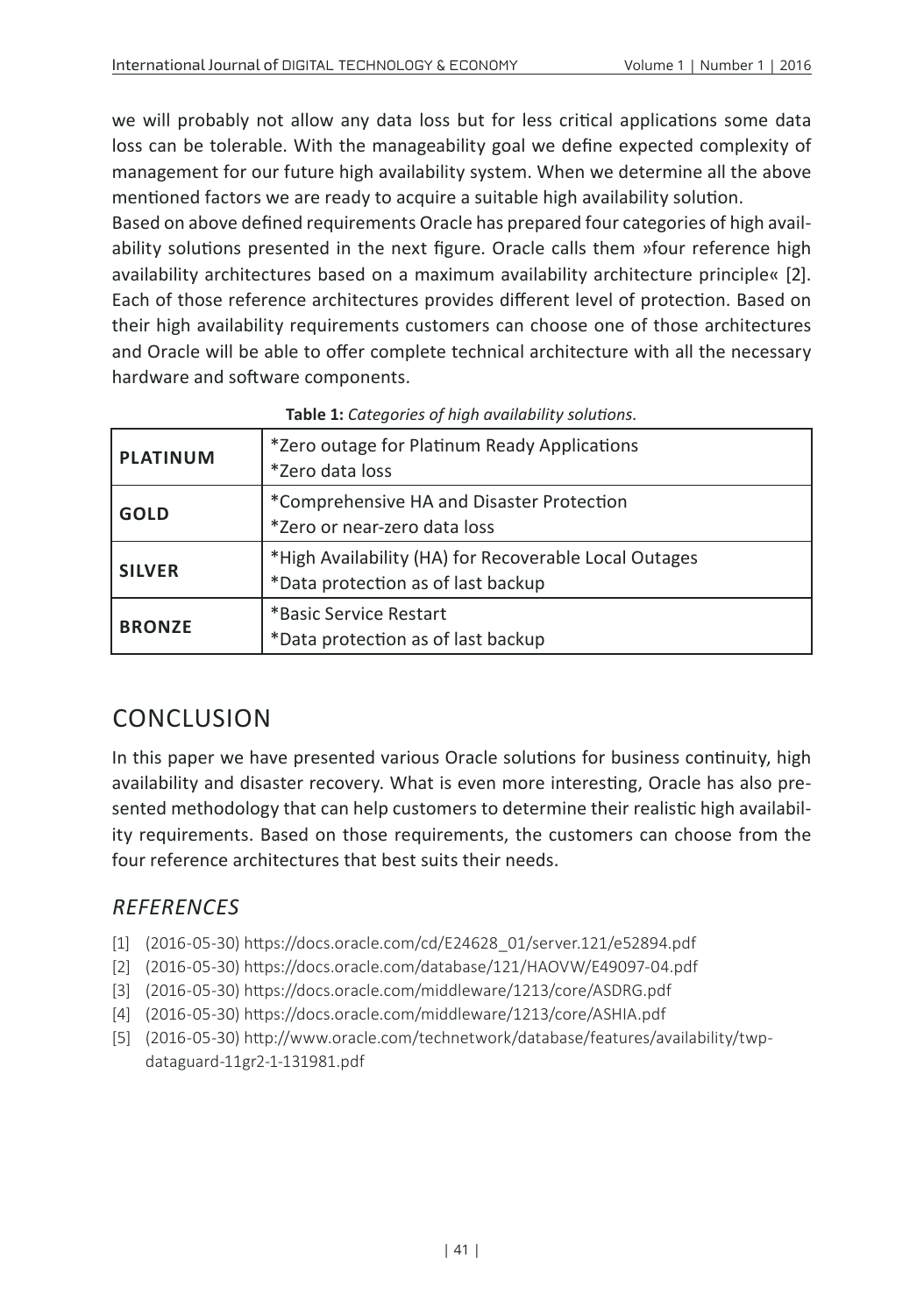we will probably not allow any data loss but for less critical applications some data loss can be tolerable. With the manageability goal we define expected complexity of management for our future high availability system. When we determine all the above mentioned factors we are ready to acquire a suitable high availability solution.

Based on above defined requirements Oracle has prepared four categories of high availability solutions presented in the next figure. Oracle calls them »four reference high availability architectures based on a maximum availability architecture principle« [2]. Each of those reference architectures provides different level of protection. Based on their high availability requirements customers can choose one of those architectures and Oracle will be able to offer complete technical architecture with all the necessary hardware and software components.

**Table 1:** *Categories of high availability solutions.*

| | |
|---|---|
| **PLATINUM** | *Zero outage for Platinum Ready Applications<br>*Zero data loss |
| **GOLD** | *Comprehensive HA and Disaster Protection<br>*Zero or near-zero data loss |
| **SILVER** | *High Availability (HA) for Recoverable Local Outages<br>*Data protection as of last backup |
| **BRONZE** | *Basic Service Restart<br>*Data protection as of last backup |

## CONCLUSION

In this paper we have presented various Oracle solutions for business continuity, high availability and disaster recovery. What is even more interesting, Oracle has also presented methodology that can help customers to determine their realistic high availability requirements. Based on those requirements, the customers can choose from the four reference architectures that best suits their needs.

## *REFERENCES*

[1] (2016-05-30) https://docs.oracle.com/cd/E24628_01/server.121/e52894.pdf

[2] (2016-05-30) https://docs.oracle.com/database/121/HAOVW/E49097-04.pdf

[3] (2016-05-30) https://docs.oracle.com/middleware/1213/core/ASDRG.pdf

[4] (2016-05-30) https://docs.oracle.com/middleware/1213/core/ASHIA.pdf

[5] (2016-05-30) http://www.oracle.com/technetwork/database/features/availability/twp-dataguard-11gr2-1-131981.pdf